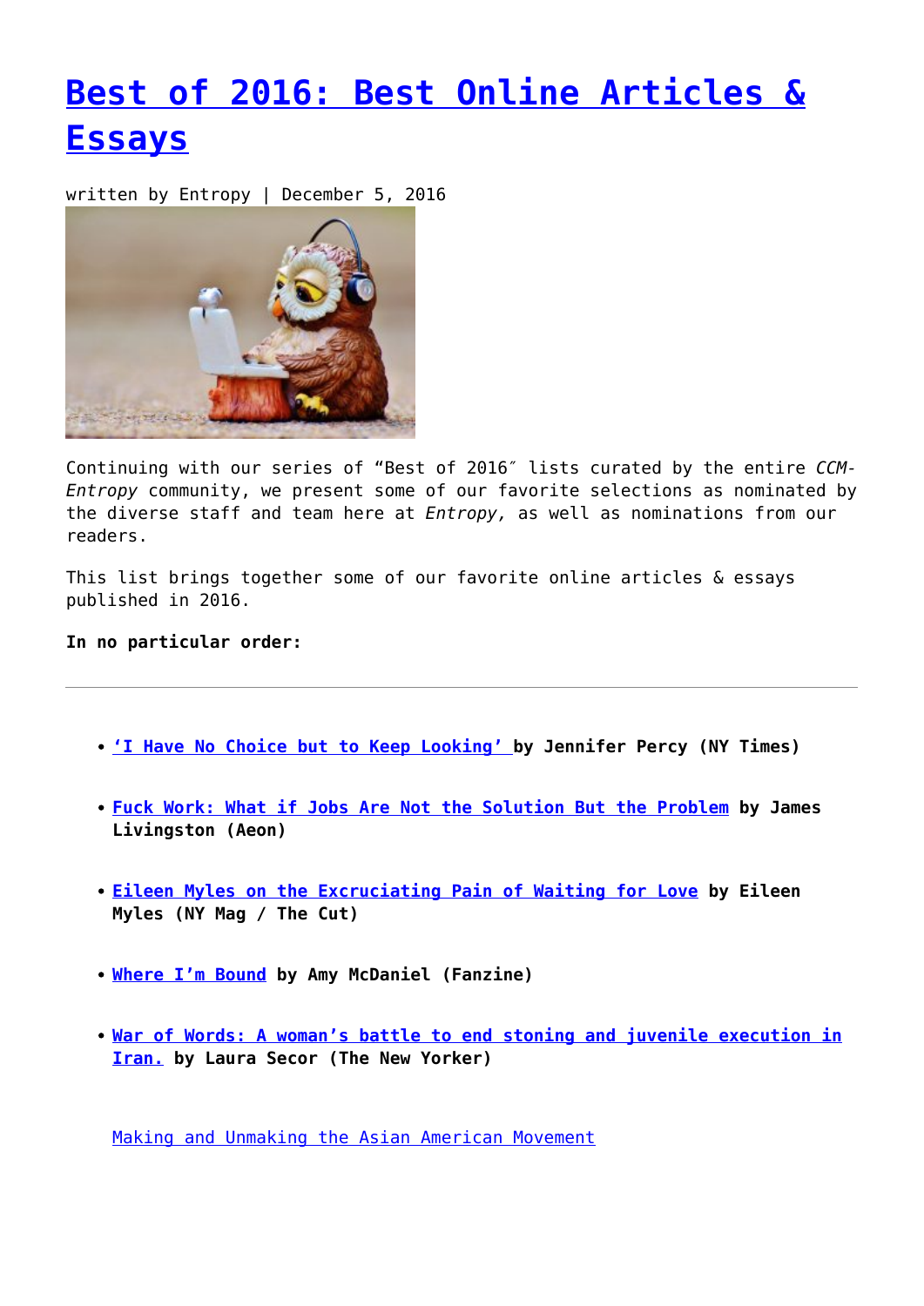# Best of 2016: Best Online Articles & Essays

written by Entropy | December 5, 2016

Continuing with our series of "Best of 2016″ lists curated by the entire *CCM-Entropy* community, we present some of our favorite selections as nominated by the diverse staff and team here at *Entropy,* as well as nominations from our readers.

This list brings together some of our favorite online articles & essays published in 2016.

**In no particular order:**

---

- **'I Have No Choice but to Keep Looking' by Jennifer Percy (NY Times)**
- **Fuck Work: What if Jobs Are Not the Solution But the Problem by James Livingston (Aeon)**
- **Eileen Myles on the Excruciating Pain of Waiting for Love by Eileen Myles (NY Mag / The Cut)**
- **Where I'm Bound by Amy McDaniel (Fanzine)**
- **War of Words: A woman's battle to end stoning and juvenile execution in Iran. by Laura Secor (The New Yorker)**

Making and Unmaking the Asian American Movement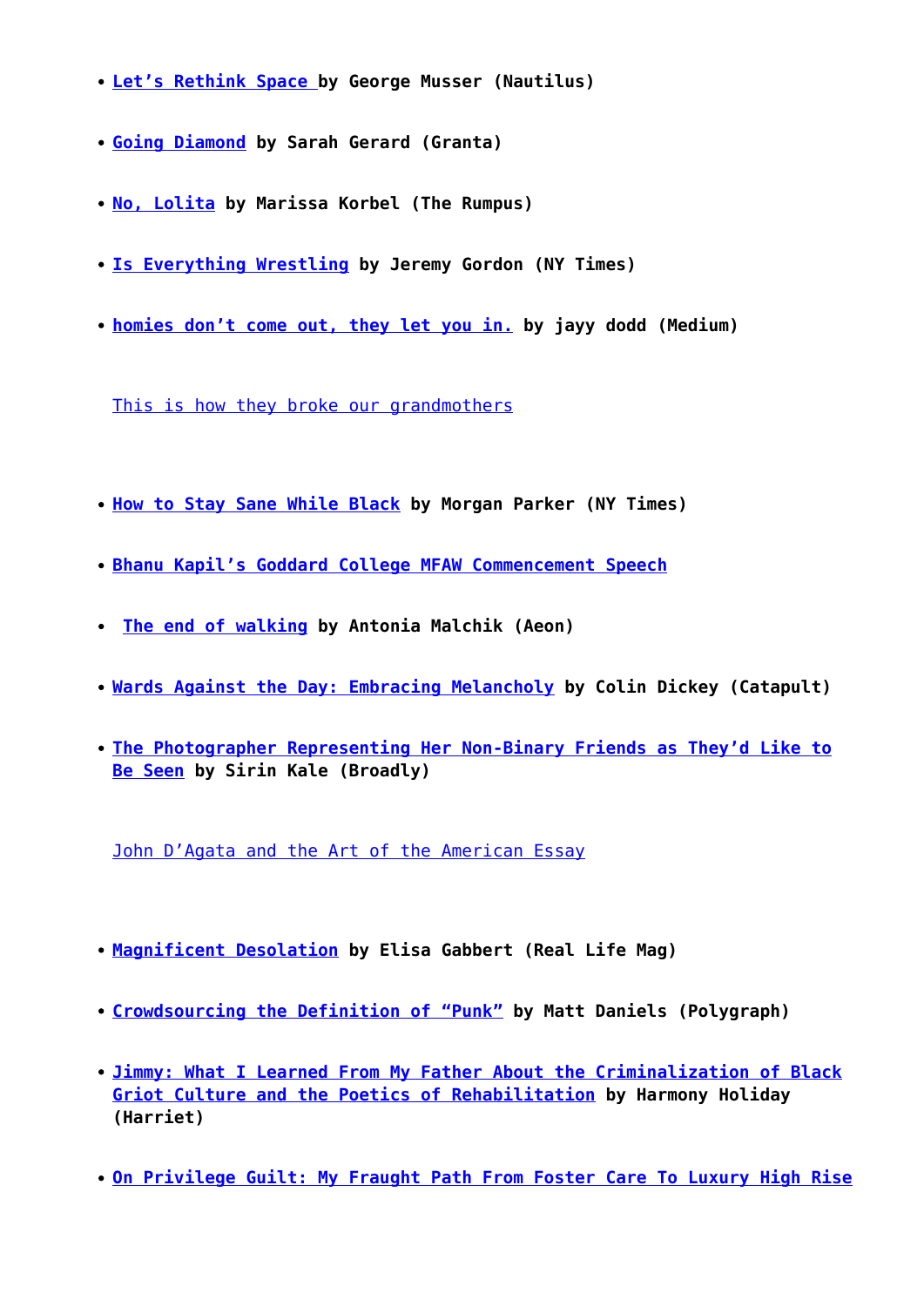- **Let's Rethink Space by George Musser (Nautilus)**
- **Going Diamond by Sarah Gerard (Granta)**
- **No, Lolita by Marissa Korbel (The Rumpus)**
- **Is Everything Wrestling by Jeremy Gordon (NY Times)**
- **homies don't come out, they let you in. by jayy dodd (Medium)**

This is how they broke our grandmothers

- **How to Stay Sane While Black by Morgan Parker (NY Times)**
- **Bhanu Kapil's Goddard College MFAW Commencement Speech**
- **The end of walking by Antonia Malchik (Aeon)**
- **Wards Against the Day: Embracing Melancholy by Colin Dickey (Catapult)**
- **The Photographer Representing Her Non-Binary Friends as They'd Like to Be Seen by Sirin Kale (Broadly)**

John D'Agata and the Art of the American Essay

- **Magnificent Desolation by Elisa Gabbert (Real Life Mag)**
- **Crowdsourcing the Definition of "Punk" by Matt Daniels (Polygraph)**
- **Jimmy: What I Learned From My Father About the Criminalization of Black Griot Culture and the Poetics of Rehabilitation by Harmony Holiday (Harriet)**
- **On Privilege Guilt: My Fraught Path From Foster Care To Luxury High Rise**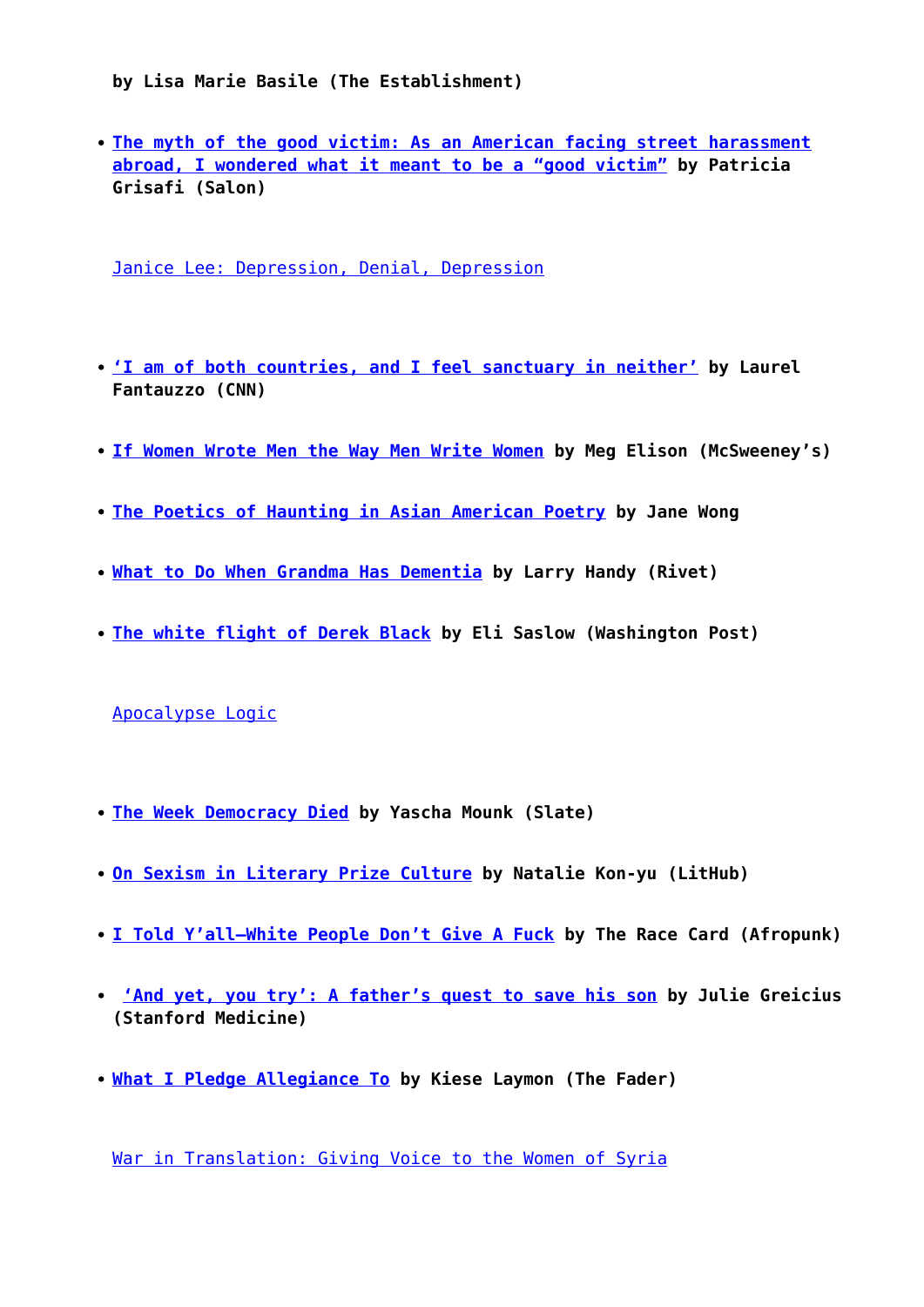**by Lisa Marie Basile (The Establishment)**

- **The myth of the good victim: As an American facing street harassment abroad, I wondered what it meant to be a "good victim" by Patricia Grisafi (Salon)**

Janice Lee: Depression, Denial, Depression

- **'I am of both countries, and I feel sanctuary in neither' by Laurel Fantauzzo (CNN)**
- **If Women Wrote Men the Way Men Write Women by Meg Elison (McSweeney's)**
- **The Poetics of Haunting in Asian American Poetry by Jane Wong**
- **What to Do When Grandma Has Dementia by Larry Handy (Rivet)**
- **The white flight of Derek Black by Eli Saslow (Washington Post)**

Apocalypse Logic

- **The Week Democracy Died by Yascha Mounk (Slate)**
- **On Sexism in Literary Prize Culture by Natalie Kon-yu (LitHub)**
- **I Told Y'all—White People Don't Give A Fuck by The Race Card (Afropunk)**
- **'And yet, you try': A father's quest to save his son by Julie Greicius (Stanford Medicine)**
- **What I Pledge Allegiance To by Kiese Laymon (The Fader)**

War in Translation: Giving Voice to the Women of Syria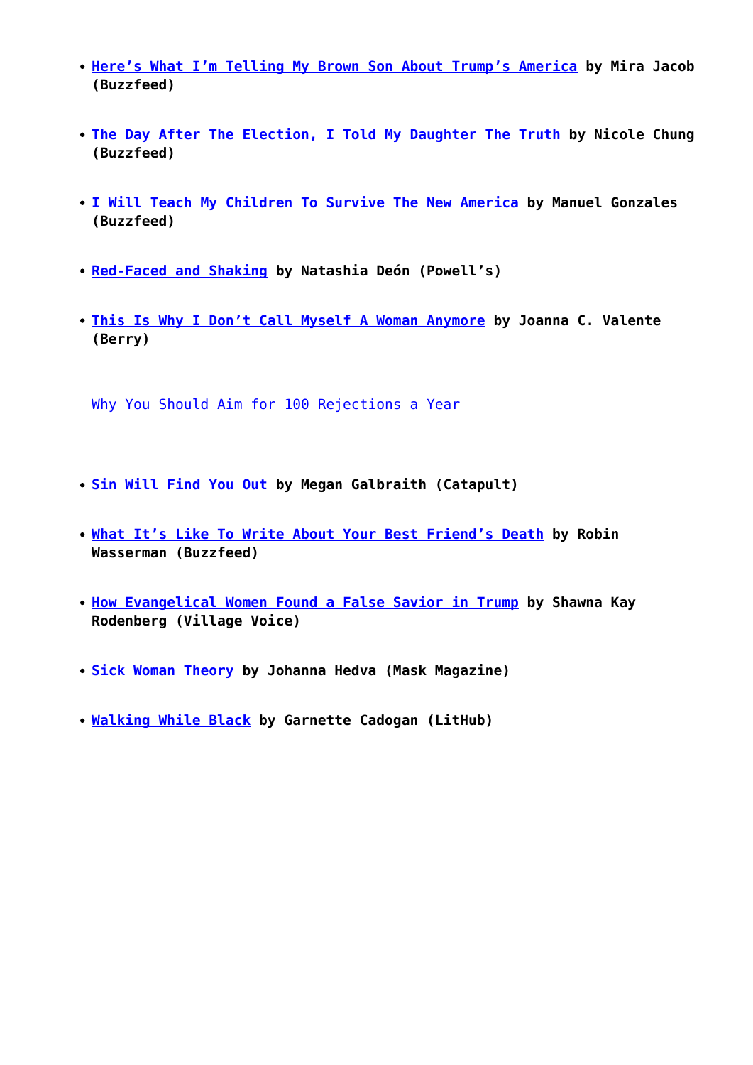- **Here's What I'm Telling My Brown Son About Trump's America by Mira Jacob (Buzzfeed)**

- **The Day After The Election, I Told My Daughter The Truth by Nicole Chung (Buzzfeed)**

- **I Will Teach My Children To Survive The New America by Manuel Gonzales (Buzzfeed)**

- **Red-Faced and Shaking by Natashia Deón (Powell's)**

- **This Is Why I Don't Call Myself A Woman Anymore by Joanna C. Valente (Berry)**

Why You Should Aim for 100 Rejections a Year

- **Sin Will Find You Out by Megan Galbraith (Catapult)**

- **What It's Like To Write About Your Best Friend's Death by Robin Wasserman (Buzzfeed)**

- **How Evangelical Women Found a False Savior in Trump by Shawna Kay Rodenberg (Village Voice)**

- **Sick Woman Theory by Johanna Hedva (Mask Magazine)**

- **Walking While Black by Garnette Cadogan (LitHub)**